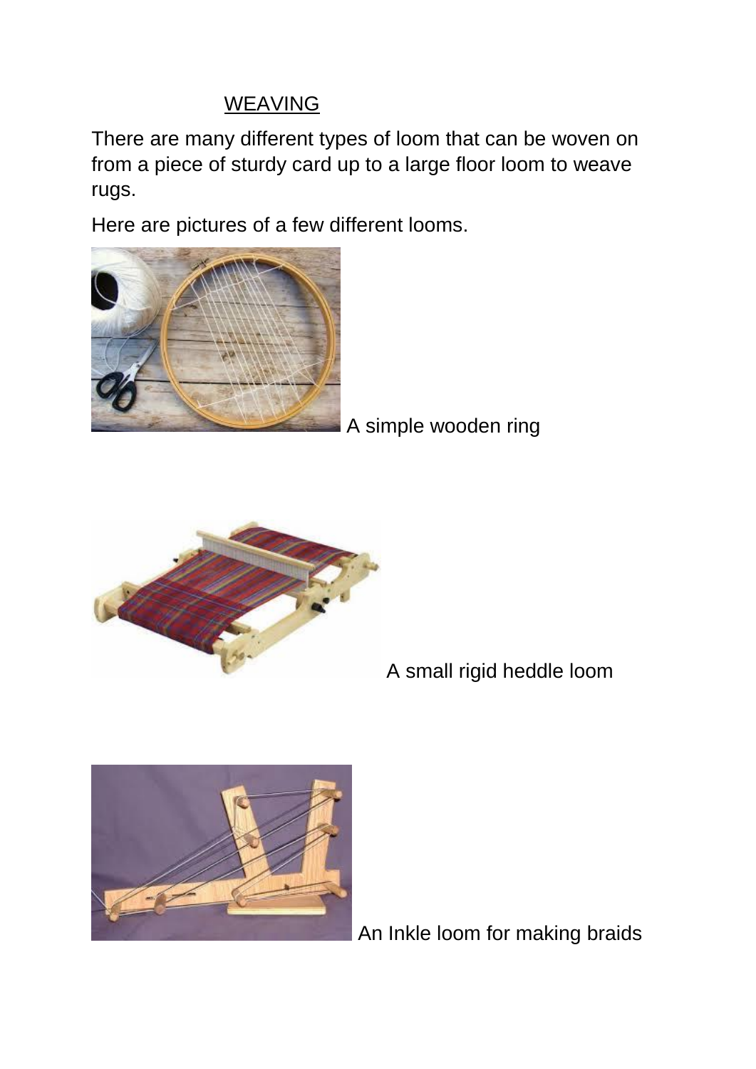# WEAVING

There are many different types of loom that can be woven on from a piece of sturdy card up to a large floor loom to weave rugs.

Here are pictures of a few different looms.

A simple wooden ring

A small rigid heddle loom

An Inkle loom for making braids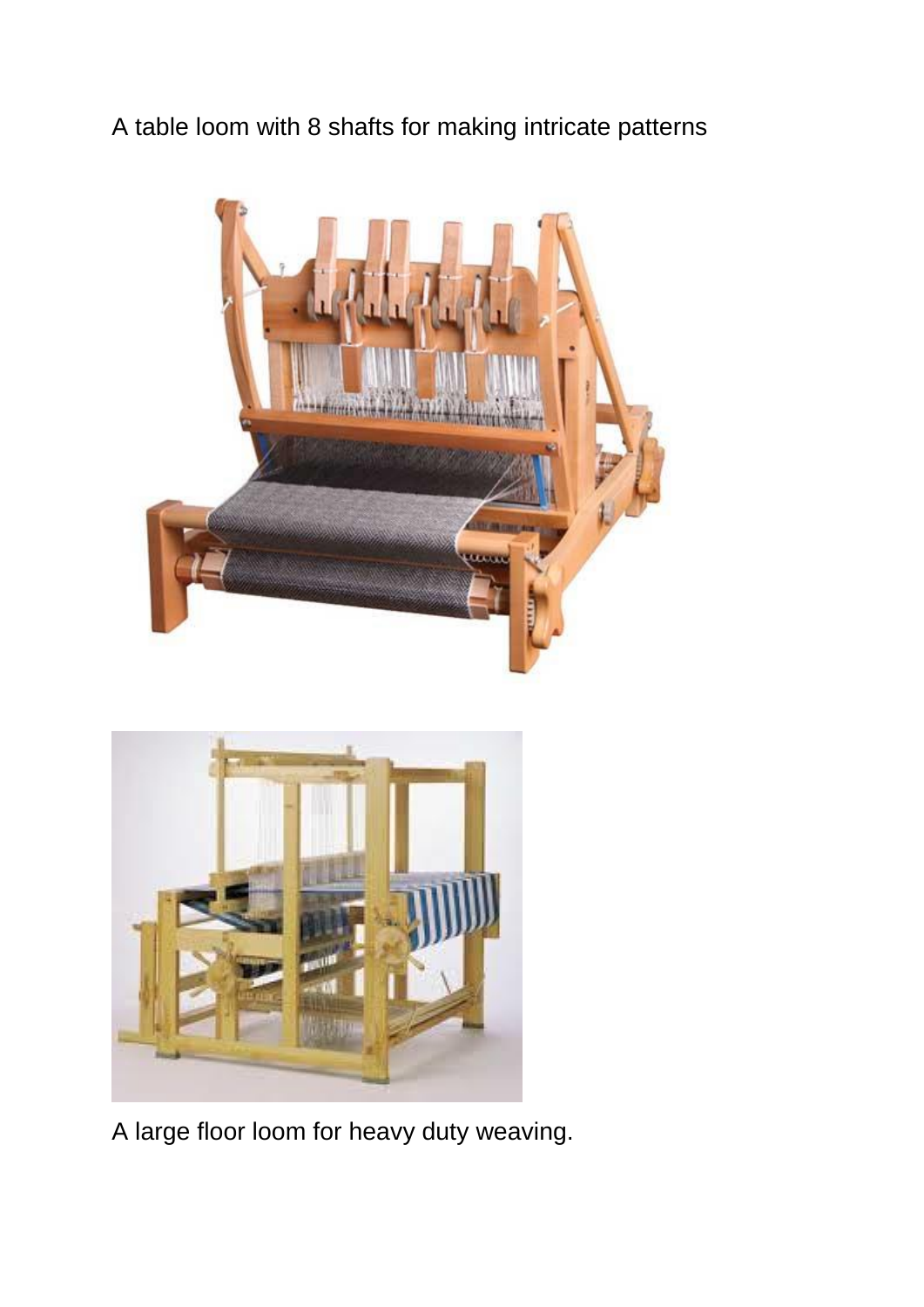A table loom with 8 shafts for making intricate patterns

A large floor loom for heavy duty weaving.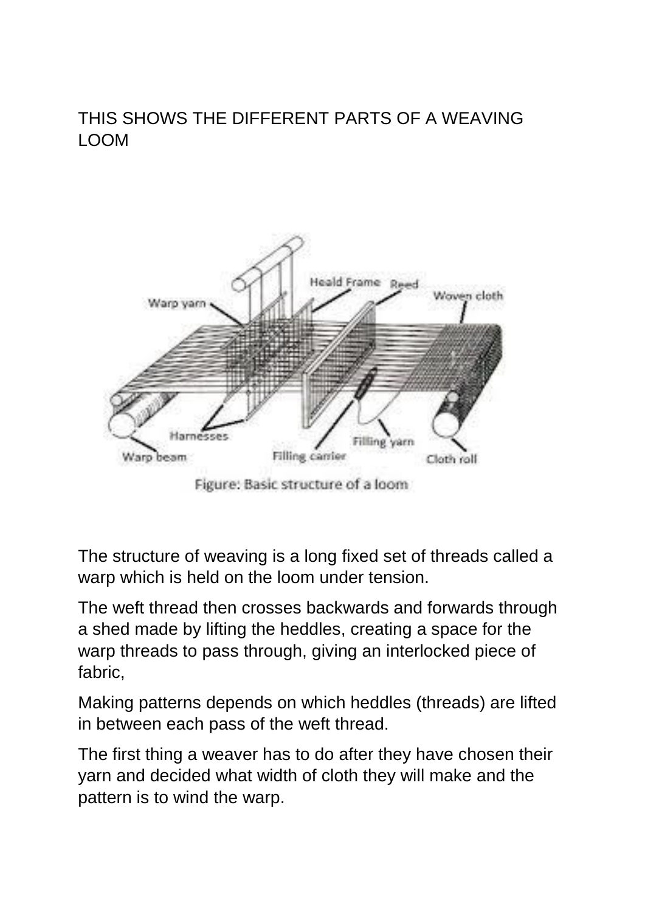THIS SHOWS THE DIFFERENT PARTS OF A WEAVING LOOM

Figure: Basic structure of a loom

The structure of weaving is a long fixed set of threads called a warp which is held on the loom under tension.

The weft thread then crosses backwards and forwards through a shed made by lifting the heddles, creating a space for the warp threads to pass through, giving an interlocked piece of fabric,

Making patterns depends on which heddles (threads) are lifted in between each pass of the weft thread.

The first thing a weaver has to do after they have chosen their yarn and decided what width of cloth they will make and the pattern is to wind the warp.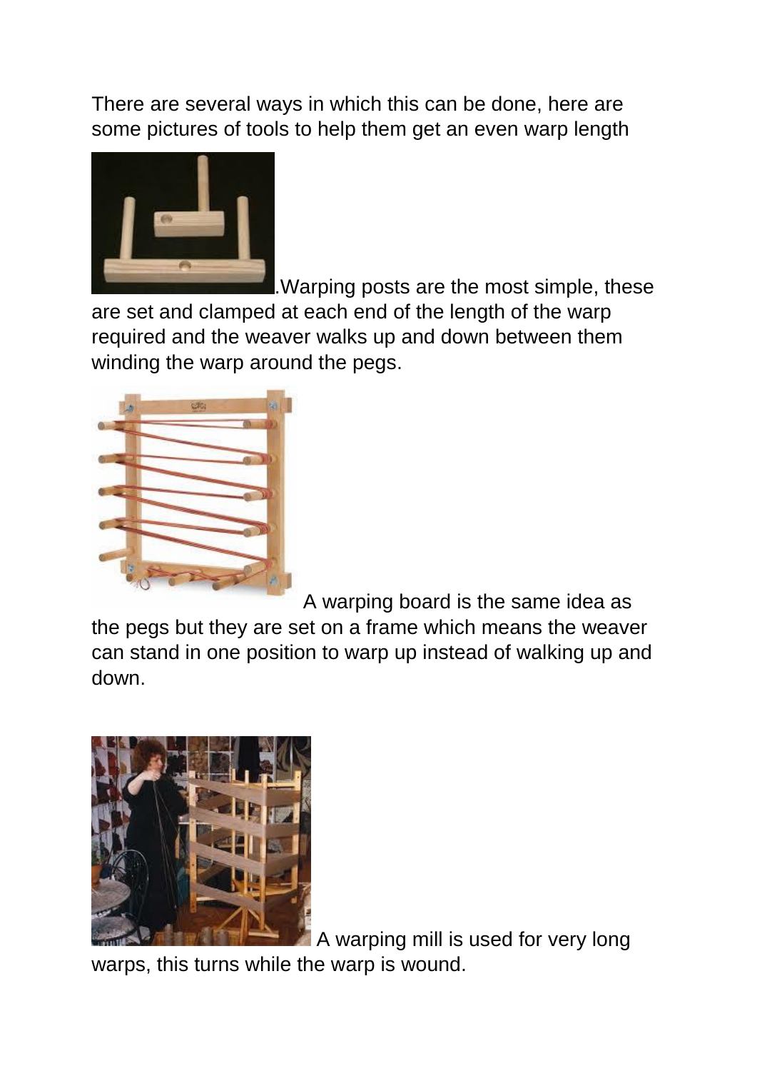There are several ways in which this can be done, here are some pictures of tools to help them get an even warp length

.Warping posts are the most simple, these are set and clamped at each end of the length of the warp required and the weaver walks up and down between them winding the warp around the pegs.

A warping board is the same idea as the pegs but they are set on a frame which means the weaver can stand in one position to warp up instead of walking up and down.

A warping mill is used for very long warps, this turns while the warp is wound.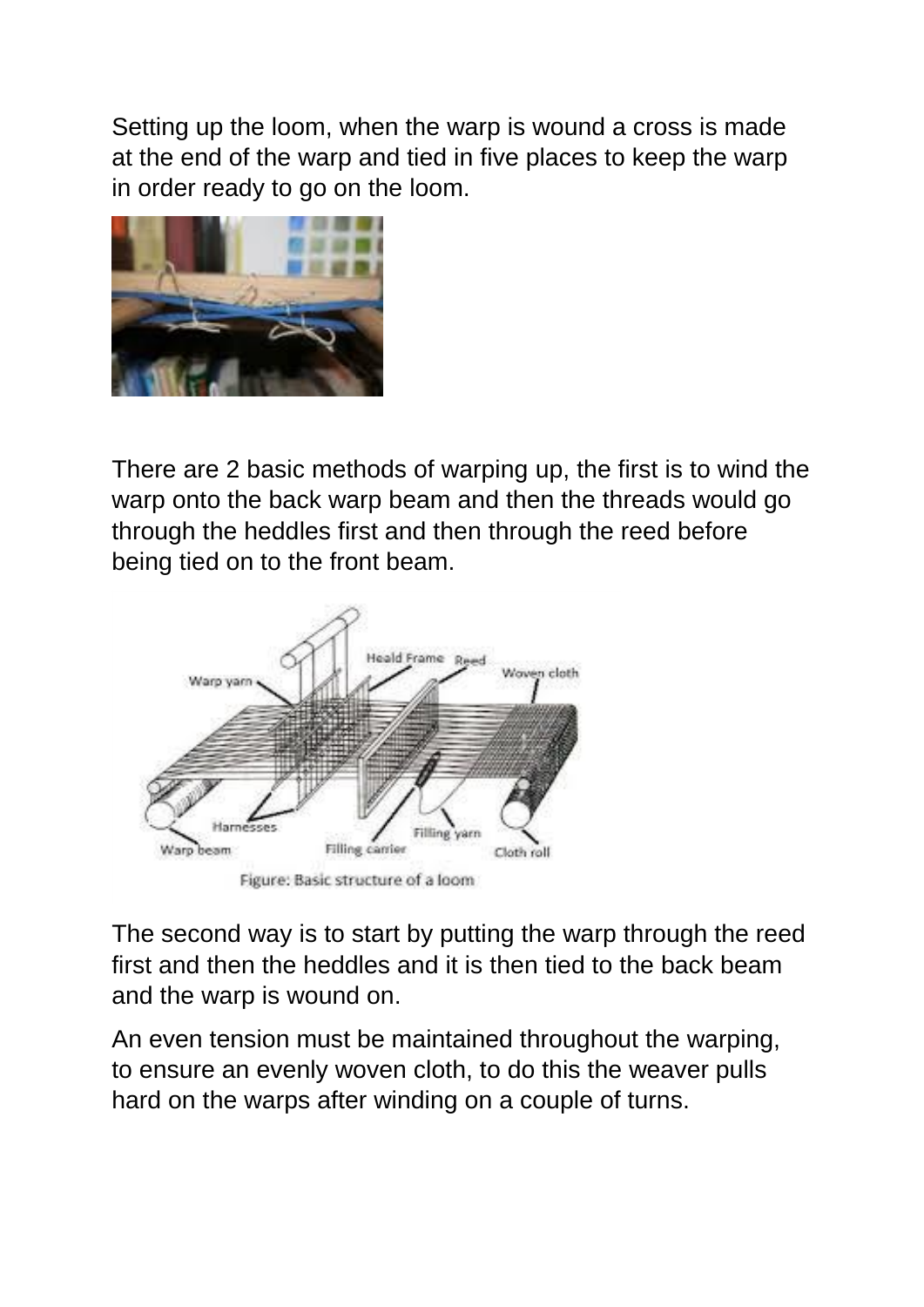Setting up the loom, when the warp is wound a cross is made at the end of the warp and tied in five places to keep the warp in order ready to go on the loom.

There are 2 basic methods of warping up, the first is to wind the warp onto the back warp beam and then the threads would go through the heddles first and then through the reed before being tied on to the front beam.

Figure: Basic structure of a loom

The second way is to start by putting the warp through the reed first and then the heddles and it is then tied to the back beam and the warp is wound on.

An even tension must be maintained throughout the warping, to ensure an evenly woven cloth, to do this the weaver pulls hard on the warps after winding on a couple of turns.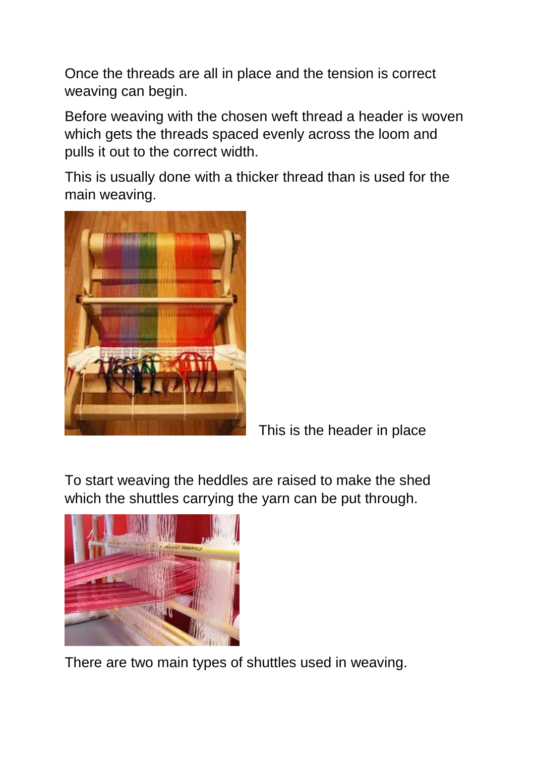Once the threads are all in place and the tension is correct weaving can begin.

Before weaving with the chosen weft thread a header is woven which gets the threads spaced evenly across the loom and pulls it out to the correct width.

This is usually done with a thicker thread than is used for the main weaving.

This is the header in place

To start weaving the heddles are raised to make the shed which the shuttles carrying the yarn can be put through.

There are two main types of shuttles used in weaving.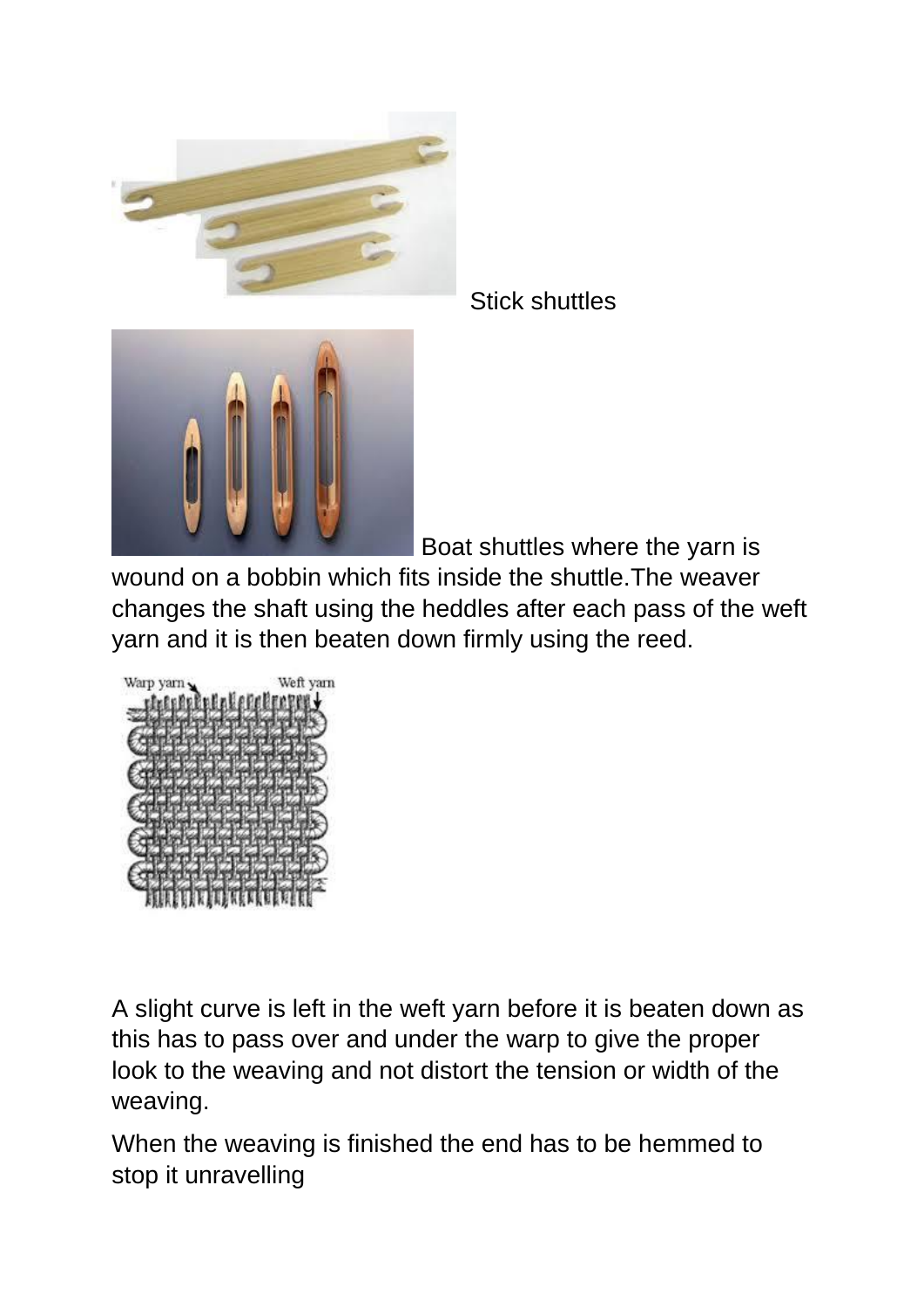Stick shuttles

Boat shuttles where the yarn is wound on a bobbin which fits inside the shuttle.The weaver changes the shaft using the heddles after each pass of the weft yarn and it is then beaten down firmly using the reed.

A slight curve is left in the weft yarn before it is beaten down as this has to pass over and under the warp to give the proper look to the weaving and not distort the tension or width of the weaving.

When the weaving is finished the end has to be hemmed to stop it unravelling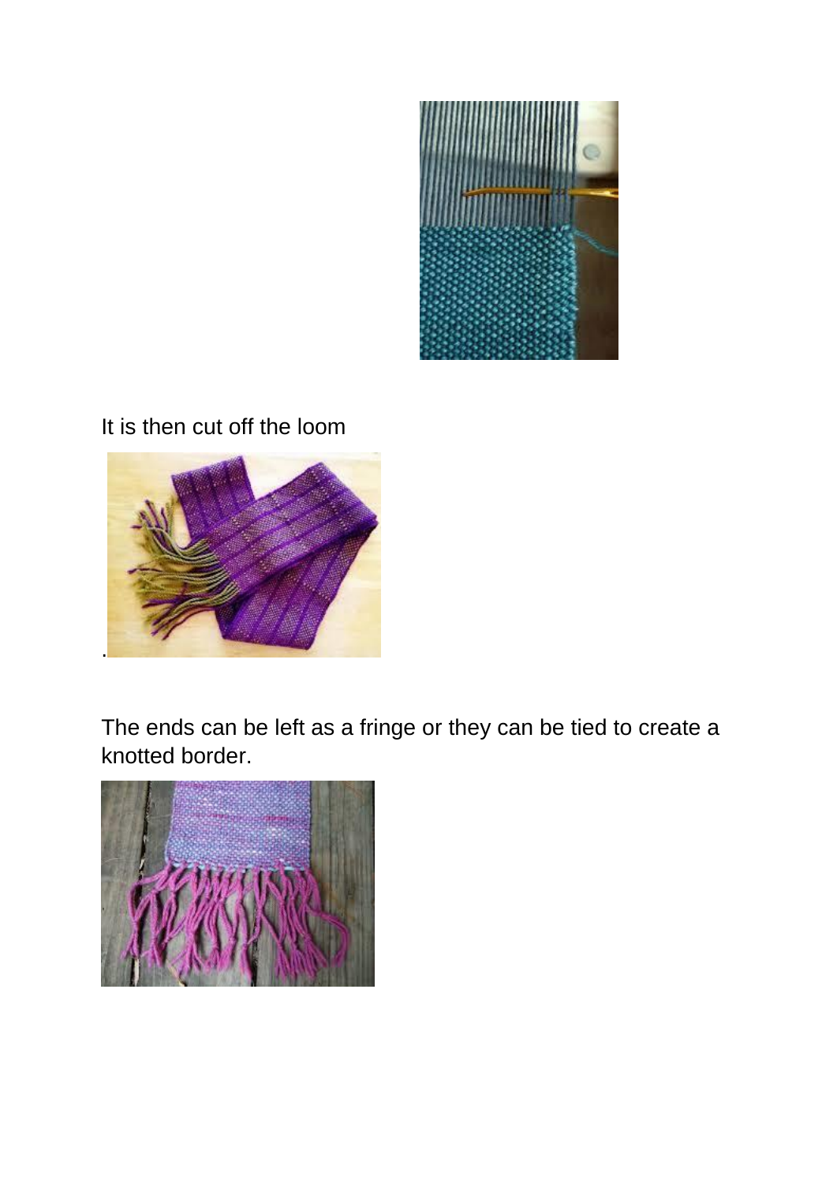It is then cut off the loom

.

The ends can be left as a fringe or they can be tied to create a knotted border.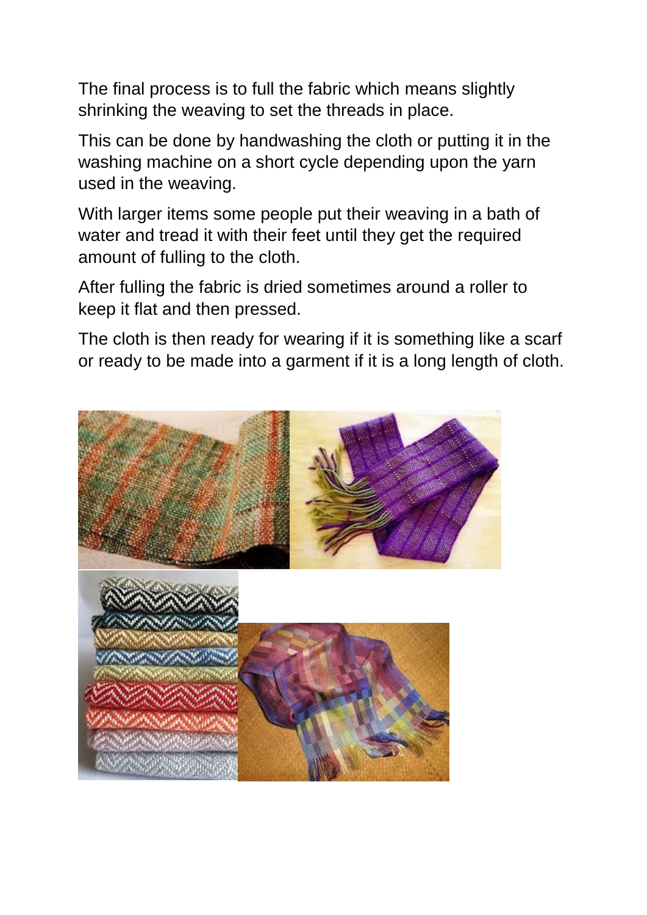The final process is to full the fabric which means slightly shrinking the weaving to set the threads in place.

This can be done by handwashing the cloth or putting it in the washing machine on a short cycle depending upon the yarn used in the weaving.

With larger items some people put their weaving in a bath of water and tread it with their feet until they get the required amount of fulling to the cloth.

After fulling the fabric is dried sometimes around a roller to keep it flat and then pressed.

The cloth is then ready for wearing if it is something like a scarf or ready to be made into a garment if it is a long length of cloth.